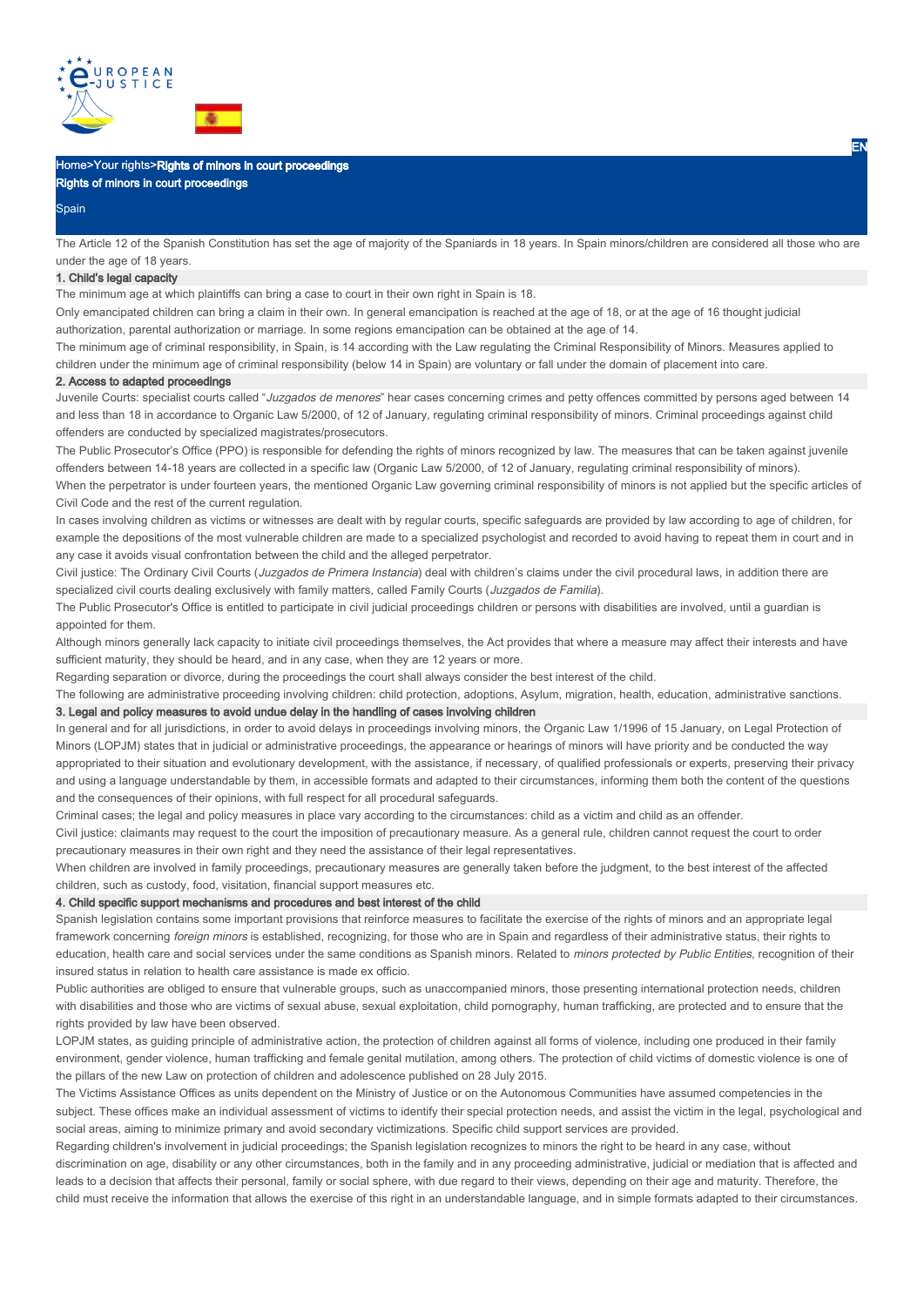Home>Your rights>Rights of minors in court proceedings

# Rights of minors in court proceedings

Spain

The Article 12 of the Spanish Constitution has set the age of majority of the Spaniards in 18 years. In Spain minors/children are considered all those who are under the age of 18 years.

## 1. Child's legal capacity

The minimum age at which plaintiffs can bring a case to court in their own right in Spain is 18.

Only emancipated children can bring a claim in their own. In general emancipation is reached at the age of 18, or at the age of 16 thought judicial authorization, parental authorization or marriage. In some regions emancipation can be obtained at the age of 14.

The minimum age of criminal responsibility, in Spain, is 14 according with the Law regulating the Criminal Responsibility of Minors. Measures applied to children under the minimum age of criminal responsibility (below 14 in Spain) are voluntary or fall under the domain of placement into care.

## 2. Access to adapted proceedings

Juvenile Courts: specialist courts called "*Juzgados de menores*" hear cases concerning crimes and petty offences committed by persons aged between 14 and less than 18 in accordance to Organic Law 5/2000, of 12 of January, regulating criminal responsibility of minors. Criminal proceedings against child offenders are conducted by specialized magistrates/prosecutors.

The Public Prosecutor's Office (PPO) is responsible for defending the rights of minors recognized by law. The measures that can be taken against juvenile offenders between 14-18 years are collected in a specific law (Organic Law 5/2000, of 12 of January, regulating criminal responsibility of minors).

When the perpetrator is under fourteen years, the mentioned Organic Law governing criminal responsibility of minors is not applied but the specific articles of Civil Code and the rest of the current regulation.

In cases involving children as victims or witnesses are dealt with by regular courts, specific safeguards are provided by law according to age of children, for example the depositions of the most vulnerable children are made to a specialized psychologist and recorded to avoid having to repeat them in court and in any case it avoids visual confrontation between the child and the alleged perpetrator.

Civil justice: The Ordinary Civil Courts (*Juzgados de Primera Instancia*) deal with children's claims under the civil procedural laws, in addition there are specialized civil courts dealing exclusively with family matters, called Family Courts (*Juzgados de Familia*).

The Public Prosecutor's Office is entitled to participate in civil judicial proceedings children or persons with disabilities are involved, until a guardian is appointed for them.

Although minors generally lack capacity to initiate civil proceedings themselves, the Act provides that where a measure may affect their interests and have sufficient maturity, they should be heard, and in any case, when they are 12 years or more.

Regarding separation or divorce, during the proceedings the court shall always consider the best interest of the child.

The following are administrative proceeding involving children: child protection, adoptions, Asylum, migration, health, education, administrative sanctions.

## 3. Legal and policy measures to avoid undue delay in the handling of cases involving children

In general and for all jurisdictions, in order to avoid delays in proceedings involving minors, the Organic Law 1/1996 of 15 January, on Legal Protection of Minors (LOPJM) states that in judicial or administrative proceedings, the appearance or hearings of minors will have priority and be conducted the way appropriated to their situation and evolutionary development, with the assistance, if necessary, of qualified professionals or experts, preserving their privacy and using a language understandable by them, in accessible formats and adapted to their circumstances, informing them both the content of the questions and the consequences of their opinions, with full respect for all procedural safeguards.

Criminal cases; the legal and policy measures in place vary according to the circumstances: child as a victim and child as an offender.

Civil justice: claimants may request to the court the imposition of precautionary measure. As a general rule, children cannot request the court to order precautionary measures in their own right and they need the assistance of their legal representatives.

When children are involved in family proceedings, precautionary measures are generally taken before the judgment, to the best interest of the affected children, such as custody, food, visitation, financial support measures etc.

## 4. Child specific support mechanisms and procedures and best interest of the child

Spanish legislation contains some important provisions that reinforce measures to facilitate the exercise of the rights of minors and an appropriate legal framework concerning *foreign minors* is established, recognizing, for those who are in Spain and regardless of their administrative status, their rights to education, health care and social services under the same conditions as Spanish minors. Related to *minors protected by Public Entities,* recognition of their insured status in relation to health care assistance is made ex officio.

Public authorities are obliged to ensure that vulnerable groups, such as unaccompanied minors, those presenting international protection needs, children with disabilities and those who are victims of sexual abuse, sexual exploitation, child pornography, human trafficking, are protected and to ensure that the rights provided by law have been observed.

LOPJM states, as guiding principle of administrative action, the protection of children against all forms of violence, including one produced in their family environment, gender violence, human trafficking and female genital mutilation, among others. The protection of child victims of domestic violence is one of the pillars of the new Law on protection of children and adolescence published on 28 July 2015.

The Victims Assistance Offices as units dependent on the Ministry of Justice or on the Autonomous Communities have assumed competencies in the subject. These offices make an individual assessment of victims to identify their special protection needs, and assist the victim in the legal, psychological and social areas, aiming to minimize primary and avoid secondary victimizations. Specific child support services are provided.

Regarding children's involvement in judicial proceedings; the Spanish legislation recognizes to minors the right to be heard in any case, without discrimination on age, disability or any other circumstances, both in the family and in any proceeding administrative, judicial or mediation that is affected and leads to a decision that affects their personal, family or social sphere, with due regard to their views, depending on their age and maturity. Therefore, the child must receive the information that allows the exercise of this right in an understandable language, and in simple formats adapted to their circumstances.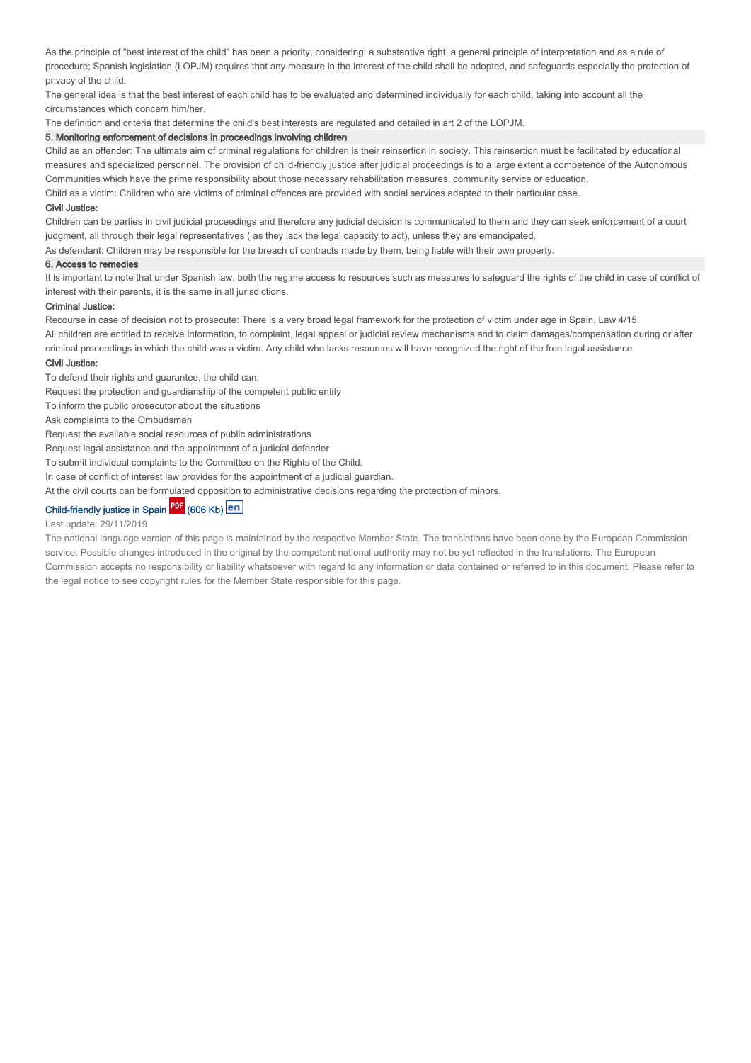As the principle of "best interest of the child" has been a priority, considering: a substantive right, a general principle of interpretation and as a rule of procedure; Spanish legislation (LOPJM) requires that any measure in the interest of the child shall be adopted, and safeguards especially the protection of privacy of the child.

The general idea is that the best interest of each child has to be evaluated and determined individually for each child, taking into account all the circumstances which concern him/her.

The definition and criteria that determine the child's best interests are regulated and detailed in art 2 of the LOPJM.

## 5. Monitoring enforcement of decisions in proceedings involving children

Child as an offender: The ultimate aim of criminal regulations for children is their reinsertion in society. This reinsertion must be facilitated by educational measures and specialized personnel. The provision of child-friendly justice after judicial proceedings is to a large extent a competence of the Autonomous Communities which have the prime responsibility about those necessary rehabilitation measures, community service or education.

Child as a victim: Children who are victims of criminal offences are provided with social services adapted to their particular case.

### Civil Justice:

Children can be parties in civil judicial proceedings and therefore any judicial decision is communicated to them and they can seek enforcement of a court judgment, all through their legal representatives ( as they lack the legal capacity to act), unless they are emancipated.

As defendant: Children may be responsible for the breach of contracts made by them, being liable with their own property.

## 6. Access to remedies

It is important to note that under Spanish law, both the regime access to resources such as measures to safeguard the rights of the child in case of conflict of interest with their parents, it is the same in all jurisdictions.

### Criminal Justice:

Recourse in case of decision not to prosecute: There is a very broad legal framework for the protection of victim under age in Spain, Law 4/15.

All children are entitled to receive information, to complaint, legal appeal or judicial review mechanisms and to claim damages/compensation during or after criminal proceedings in which the child was a victim. Any child who lacks resources will have recognized the right of the free legal assistance.

### Civil Justice:

To defend their rights and guarantee, the child can:

Request the protection and guardianship of the competent public entity

To inform the public prosecutor about the situations

Ask complaints to the Ombudsman

Request the available social resources of public administrations

Request legal assistance and the appointment of a judicial defender

To submit individual complaints to the Committee on the Rights of the Child.

In case of conflict of interest law provides for the appointment of a judicial guardian.

At the civil courts can be formulated opposition to administrative decisions regarding the protection of minors.

Child-friendly justice in Spain PDF (606 Kb) en

Last update: 29/11/2019

The national language version of this page is maintained by the respective Member State. The translations have been done by the European Commission service. Possible changes introduced in the original by the competent national authority may not be yet reflected in the translations. The European Commission accepts no responsibility or liability whatsoever with regard to any information or data contained or referred to in this document. Please refer to the legal notice to see copyright rules for the Member State responsible for this page.